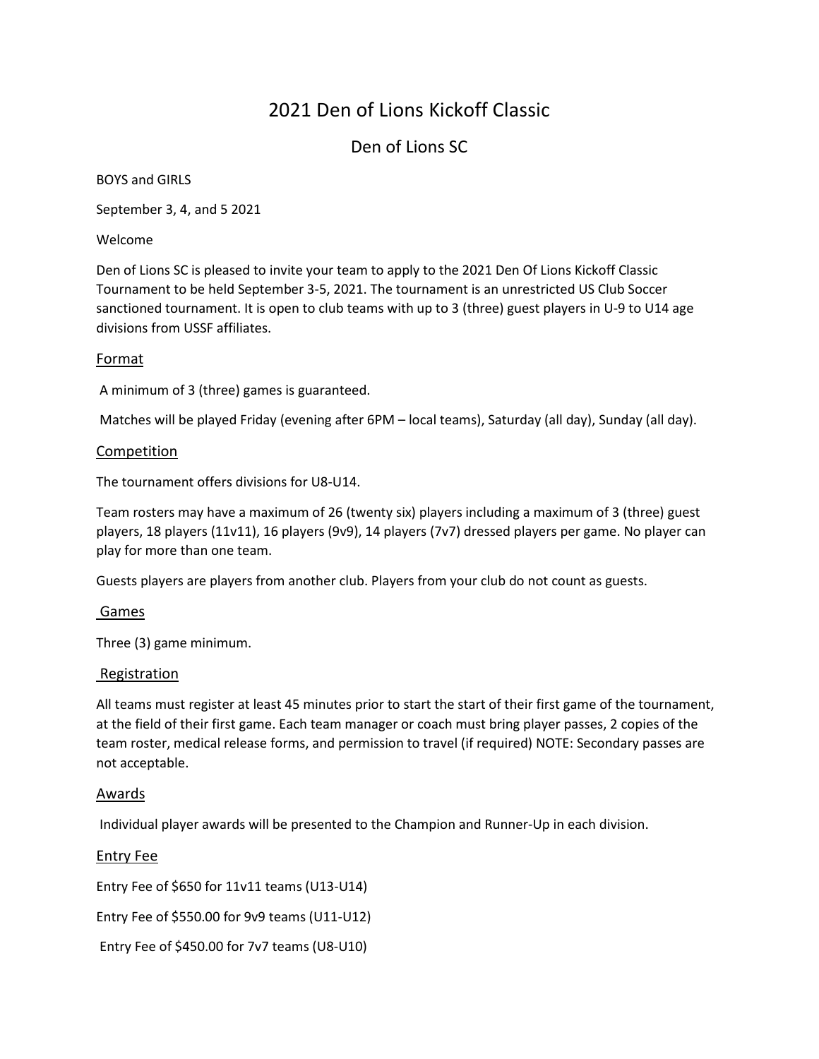# 2021 Den of Lions Kickoff Classic

## Den of Lions SC

BOYS and GIRLS

September 3, 4, and 5 2021

Welcome

Den of Lions SC is pleased to invite your team to apply to the 2021 Den Of Lions Kickoff Classic Tournament to be held September 3-5, 2021. The tournament is an unrestricted US Club Soccer sanctioned tournament. It is open to club teams with up to 3 (three) guest players in U-9 to U14 age divisions from USSF affiliates.

### Format

A minimum of 3 (three) games is guaranteed.

Matches will be played Friday (evening after 6PM – local teams), Saturday (all day), Sunday (all day).

### Competition

The tournament offers divisions for U8-U14.

Team rosters may have a maximum of 26 (twenty six) players including a maximum of 3 (three) guest players, 18 players (11v11), 16 players (9v9), 14 players (7v7) dressed players per game. No player can play for more than one team.

Guests players are players from another club. Players from your club do not count as guests.

### Games

Three (3) game minimum.

### Registration

All teams must register at least 45 minutes prior to start the start of their first game of the tournament, at the field of their first game. Each team manager or coach must bring player passes, 2 copies of the team roster, medical release forms, and permission to travel (if required) NOTE: Secondary passes are not acceptable.

### Awards

Individual player awards will be presented to the Champion and Runner-Up in each division.

### Entry Fee

Entry Fee of $650 for 11v11 teams (U13-U14)

Entry Fee of $550.00 for 9v9 teams (U11-U12)

Entry Fee of $450.00 for 7v7 teams (U8-U10)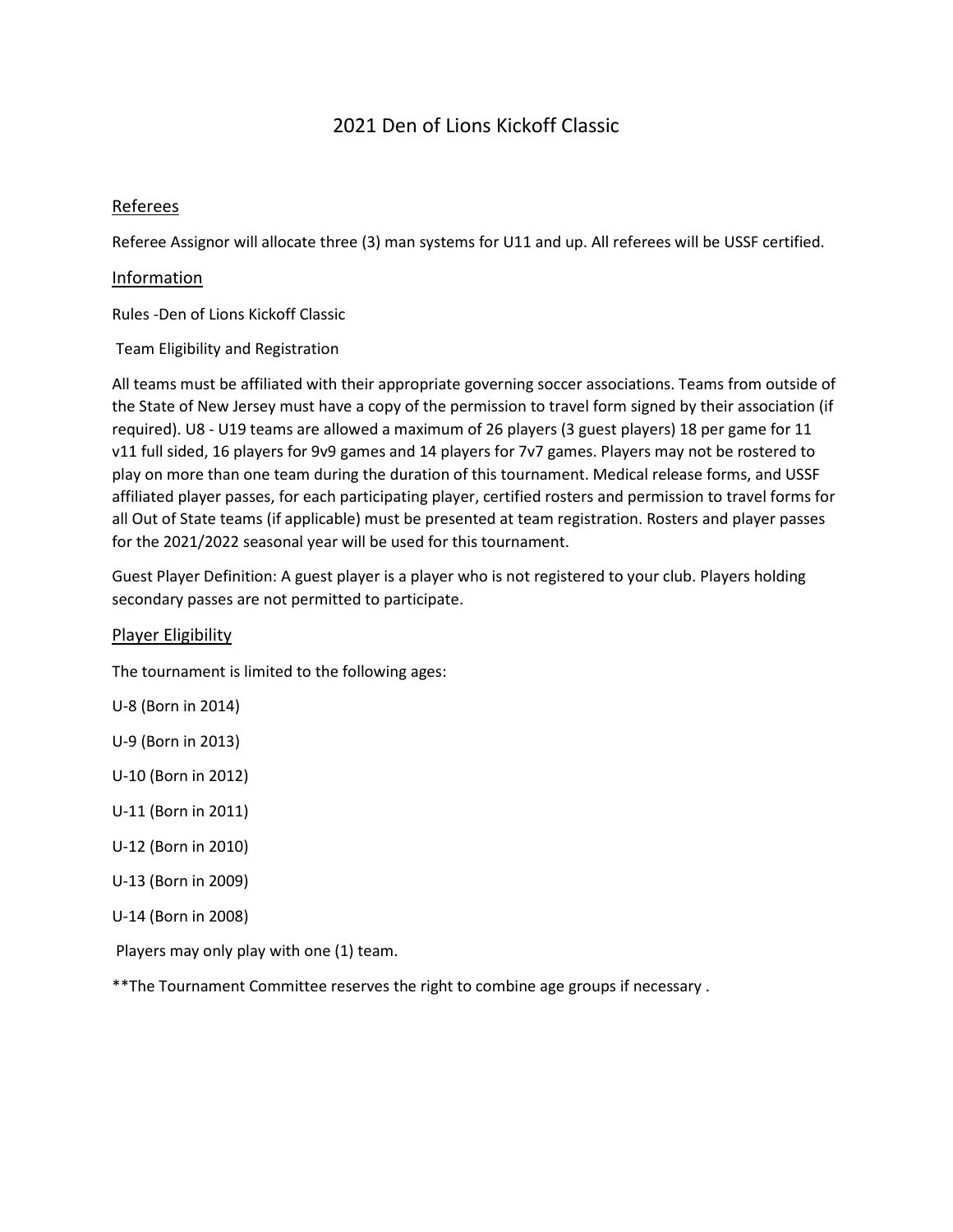# 2021 Den of Lions Kickoff Classic

## Referees

Referee Assignor will allocate three (3) man systems for U11 and up. All referees will be USSF certified.

## Information

Rules -Den of Lions Kickoff Classic

Team Eligibility and Registration

All teams must be affiliated with their appropriate governing soccer associations. Teams from outside of the State of New Jersey must have a copy of the permission to travel form signed by their association (if required). U8 - U19 teams are allowed a maximum of 26 players (3 guest players) 18 per game for 11 v11 full sided, 16 players for 9v9 games and 14 players for 7v7 games. Players may not be rostered to play on more than one team during the duration of this tournament. Medical release forms, and USSF affiliated player passes, for each participating player, certified rosters and permission to travel forms for all Out of State teams (if applicable) must be presented at team registration. Rosters and player passes for the 2021/2022 seasonal year will be used for this tournament.

Guest Player Definition: A guest player is a player who is not registered to your club. Players holding secondary passes are not permitted to participate.

## Player Eligibility

The tournament is limited to the following ages:

U-8 (Born in 2014)

U-9 (Born in 2013)

U-10 (Born in 2012)

U-11 (Born in 2011)

U-12 (Born in 2010)

U-13 (Born in 2009)

U-14 (Born in 2008)

Players may only play with one (1) team.

**The Tournament Committee reserves the right to combine age groups if necessary .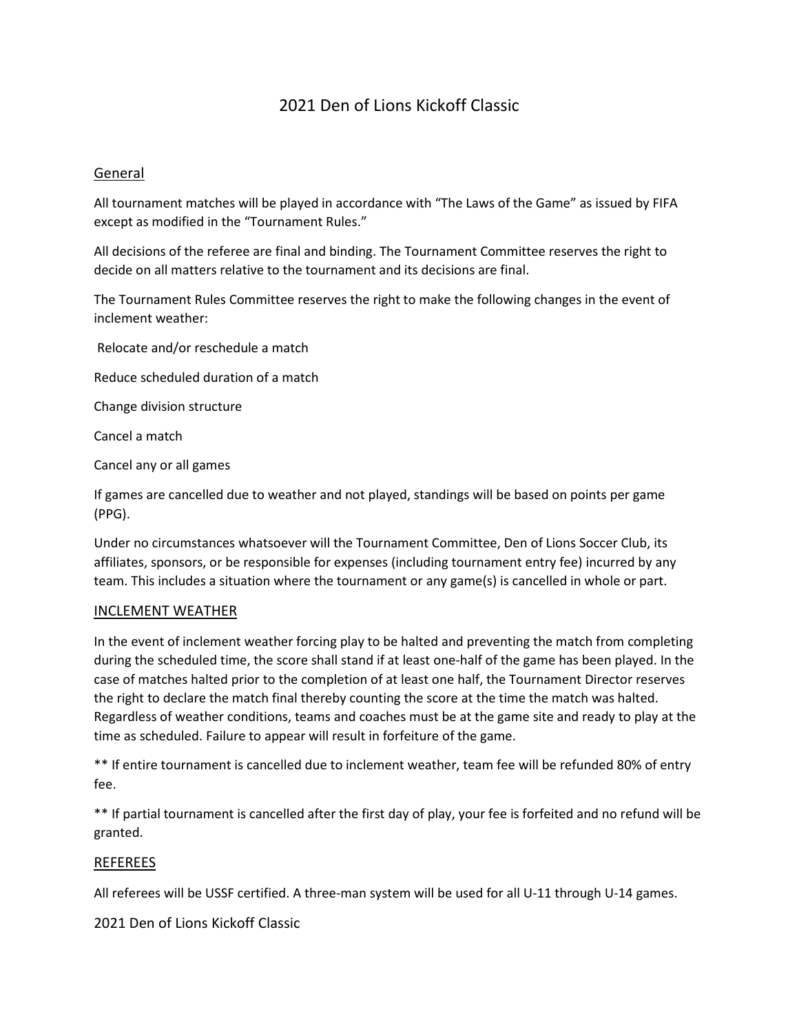# 2021 Den of Lions Kickoff Classic

## General

All tournament matches will be played in accordance with "The Laws of the Game" as issued by FIFA except as modified in the "Tournament Rules."

All decisions of the referee are final and binding. The Tournament Committee reserves the right to decide on all matters relative to the tournament and its decisions are final.

The Tournament Rules Committee reserves the right to make the following changes in the event of inclement weather:

Relocate and/or reschedule a match

Reduce scheduled duration of a match

Change division structure

Cancel a match

Cancel any or all games

If games are cancelled due to weather and not played, standings will be based on points per game (PPG).

Under no circumstances whatsoever will the Tournament Committee, Den of Lions Soccer Club, its affiliates, sponsors, or be responsible for expenses (including tournament entry fee) incurred by any team. This includes a situation where the tournament or any game(s) is cancelled in whole or part.

## INCLEMENT WEATHER

In the event of inclement weather forcing play to be halted and preventing the match from completing during the scheduled time, the score shall stand if at least one-half of the game has been played. In the case of matches halted prior to the completion of at least one half, the Tournament Director reserves the right to declare the match final thereby counting the score at the time the match was halted. Regardless of weather conditions, teams and coaches must be at the game site and ready to play at the time as scheduled. Failure to appear will result in forfeiture of the game.

** If entire tournament is cancelled due to inclement weather, team fee will be refunded 80% of entry fee.

** If partial tournament is cancelled after the first day of play, your fee is forfeited and no refund will be granted.

## REFEREES

All referees will be USSF certified. A three-man system will be used for all U-11 through U-14 games.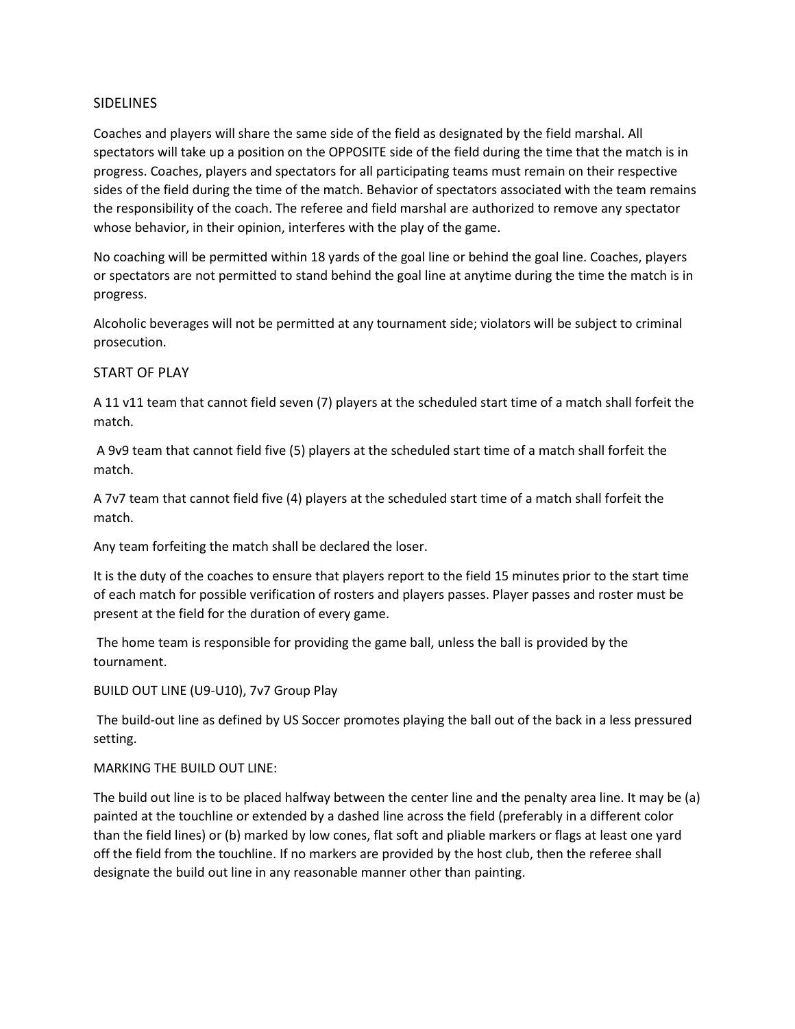## SIDELINES

Coaches and players will share the same side of the field as designated by the field marshal. All spectators will take up a position on the OPPOSITE side of the field during the time that the match is in progress. Coaches, players and spectators for all participating teams must remain on their respective sides of the field during the time of the match. Behavior of spectators associated with the team remains the responsibility of the coach. The referee and field marshal are authorized to remove any spectator whose behavior, in their opinion, interferes with the play of the game.

No coaching will be permitted within 18 yards of the goal line or behind the goal line. Coaches, players or spectators are not permitted to stand behind the goal line at anytime during the time the match is in progress.

Alcoholic beverages will not be permitted at any tournament side; violators will be subject to criminal prosecution.

## START OF PLAY

A 11 v11 team that cannot field seven (7) players at the scheduled start time of a match shall forfeit the match.

A 9v9 team that cannot field five (5) players at the scheduled start time of a match shall forfeit the match.

A 7v7 team that cannot field five (4) players at the scheduled start time of a match shall forfeit the match.

Any team forfeiting the match shall be declared the loser.

It is the duty of the coaches to ensure that players report to the field 15 minutes prior to the start time of each match for possible verification of rosters and players passes. Player passes and roster must be present at the field for the duration of every game.

The home team is responsible for providing the game ball, unless the ball is provided by the tournament.

BUILD OUT LINE (U9-U10), 7v7 Group Play

The build-out line as defined by US Soccer promotes playing the ball out of the back in a less pressured setting.

MARKING THE BUILD OUT LINE:

The build out line is to be placed halfway between the center line and the penalty area line. It may be (a) painted at the touchline or extended by a dashed line across the field (preferably in a different color than the field lines) or (b) marked by low cones, flat soft and pliable markers or flags at least one yard off the field from the touchline. If no markers are provided by the host club, then the referee shall designate the build out line in any reasonable manner other than painting.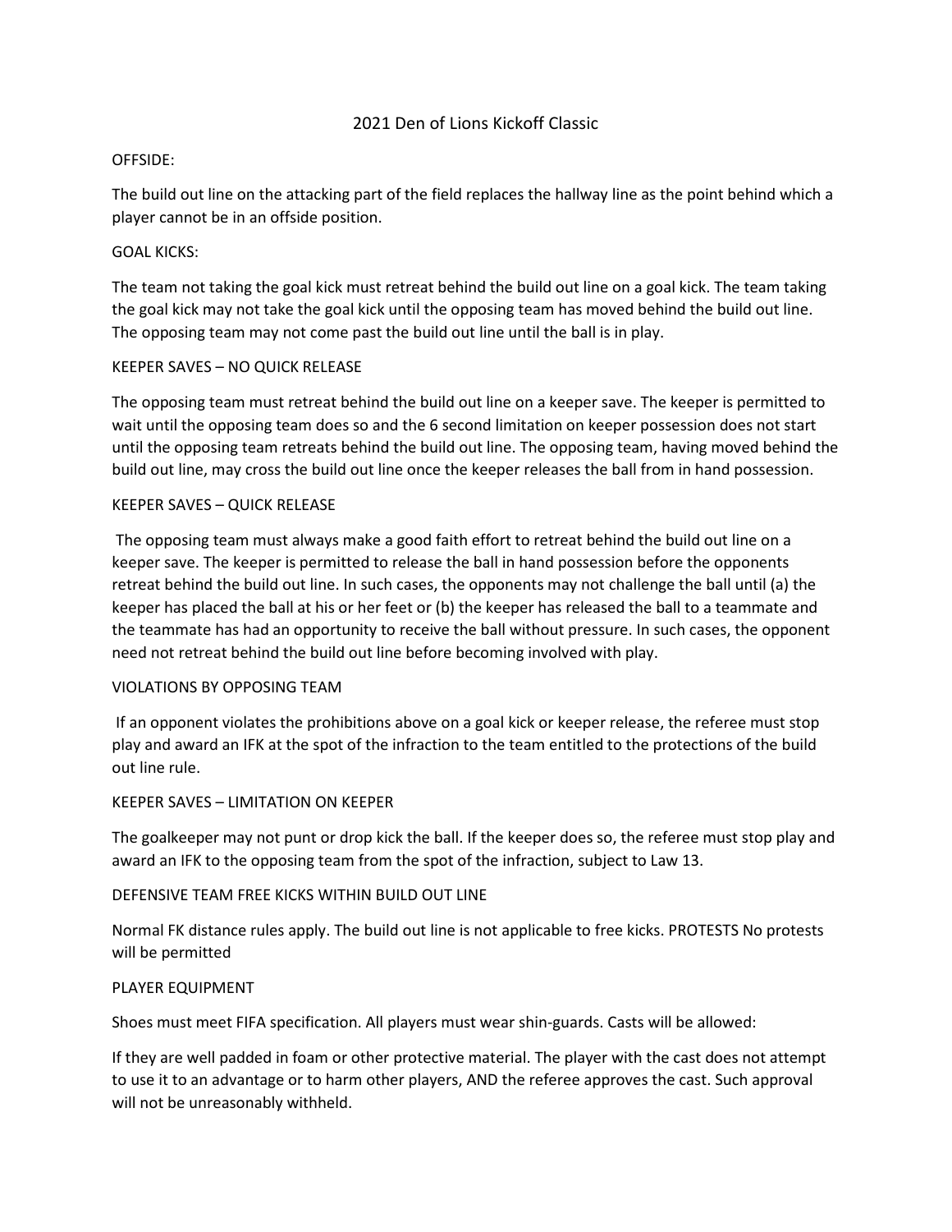# 2021 Den of Lions Kickoff Classic

OFFSIDE:

The build out line on the attacking part of the field replaces the hallway line as the point behind which a player cannot be in an offside position.

GOAL KICKS:

The team not taking the goal kick must retreat behind the build out line on a goal kick. The team taking the goal kick may not take the goal kick until the opposing team has moved behind the build out line. The opposing team may not come past the build out line until the ball is in play.

KEEPER SAVES – NO QUICK RELEASE

The opposing team must retreat behind the build out line on a keeper save. The keeper is permitted to wait until the opposing team does so and the 6 second limitation on keeper possession does not start until the opposing team retreats behind the build out line. The opposing team, having moved behind the build out line, may cross the build out line once the keeper releases the ball from in hand possession.

KEEPER SAVES – QUICK RELEASE

The opposing team must always make a good faith effort to retreat behind the build out line on a keeper save. The keeper is permitted to release the ball in hand possession before the opponents retreat behind the build out line. In such cases, the opponents may not challenge the ball until (a) the keeper has placed the ball at his or her feet or (b) the keeper has released the ball to a teammate and the teammate has had an opportunity to receive the ball without pressure. In such cases, the opponent need not retreat behind the build out line before becoming involved with play.

VIOLATIONS BY OPPOSING TEAM

If an opponent violates the prohibitions above on a goal kick or keeper release, the referee must stop play and award an IFK at the spot of the infraction to the team entitled to the protections of the build out line rule.

KEEPER SAVES – LIMITATION ON KEEPER

The goalkeeper may not punt or drop kick the ball. If the keeper does so, the referee must stop play and award an IFK to the opposing team from the spot of the infraction, subject to Law 13.

DEFENSIVE TEAM FREE KICKS WITHIN BUILD OUT LINE

Normal FK distance rules apply. The build out line is not applicable to free kicks. PROTESTS No protests will be permitted

PLAYER EQUIPMENT

Shoes must meet FIFA specification. All players must wear shin-guards. Casts will be allowed:

If they are well padded in foam or other protective material. The player with the cast does not attempt to use it to an advantage or to harm other players, AND the referee approves the cast. Such approval will not be unreasonably withheld.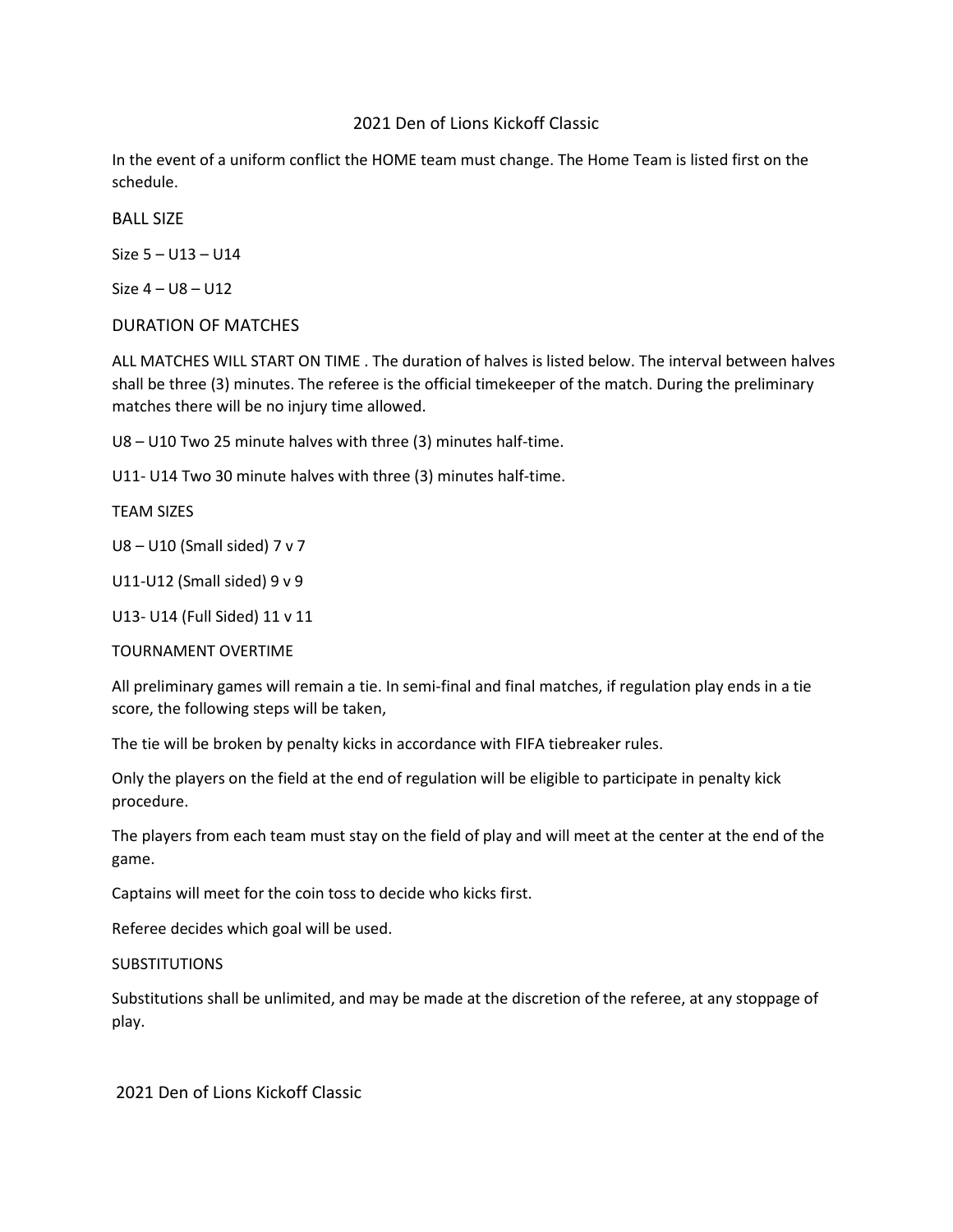# 2021 Den of Lions Kickoff Classic

In the event of a uniform conflict the HOME team must change. The Home Team is listed first on the schedule.

## BALL SIZE

Size 5 – U13 – U14

Size 4 – U8 – U12

## DURATION OF MATCHES

ALL MATCHES WILL START ON TIME . The duration of halves is listed below. The interval between halves shall be three (3) minutes. The referee is the official timekeeper of the match. During the preliminary matches there will be no injury time allowed.

U8 – U10 Two 25 minute halves with three (3) minutes half-time.

U11- U14 Two 30 minute halves with three (3) minutes half-time.

## TEAM SIZES

U8 – U10 (Small sided) 7 v 7

U11-U12 (Small sided) 9 v 9

U13- U14 (Full Sided) 11 v 11

## TOURNAMENT OVERTIME

All preliminary games will remain a tie. In semi-final and final matches, if regulation play ends in a tie score, the following steps will be taken,

The tie will be broken by penalty kicks in accordance with FIFA tiebreaker rules.

Only the players on the field at the end of regulation will be eligible to participate in penalty kick procedure.

The players from each team must stay on the field of play and will meet at the center at the end of the game.

Captains will meet for the coin toss to decide who kicks first.

Referee decides which goal will be used.

## SUBSTITUTIONS

Substitutions shall be unlimited, and may be made at the discretion of the referee, at any stoppage of play.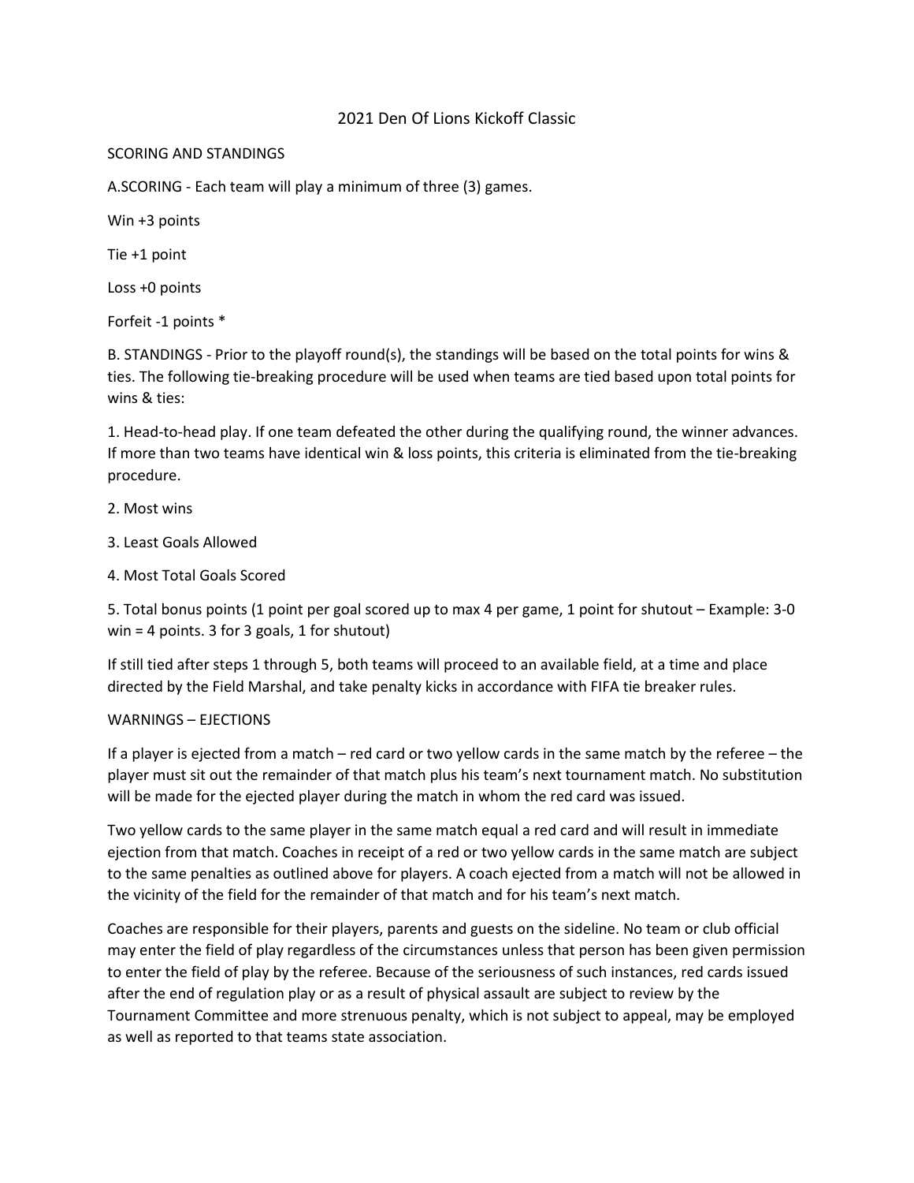# 2021 Den Of Lions Kickoff Classic

## SCORING AND STANDINGS

A.SCORING - Each team will play a minimum of three (3) games.

Win +3 points

Tie +1 point

Loss +0 points

Forfeit -1 points *

B. STANDINGS - Prior to the playoff round(s), the standings will be based on the total points for wins & ties. The following tie-breaking procedure will be used when teams are tied based upon total points for wins & ties:

1. Head-to-head play. If one team defeated the other during the qualifying round, the winner advances. If more than two teams have identical win & loss points, this criteria is eliminated from the tie-breaking procedure.

2. Most wins

3. Least Goals Allowed

4. Most Total Goals Scored

5. Total bonus points (1 point per goal scored up to max 4 per game, 1 point for shutout – Example: 3-0 win = 4 points. 3 for 3 goals, 1 for shutout)

If still tied after steps 1 through 5, both teams will proceed to an available field, at a time and place directed by the Field Marshal, and take penalty kicks in accordance with FIFA tie breaker rules.

## WARNINGS – EJECTIONS

If a player is ejected from a match – red card or two yellow cards in the same match by the referee – the player must sit out the remainder of that match plus his team's next tournament match. No substitution will be made for the ejected player during the match in whom the red card was issued.

Two yellow cards to the same player in the same match equal a red card and will result in immediate ejection from that match. Coaches in receipt of a red or two yellow cards in the same match are subject to the same penalties as outlined above for players. A coach ejected from a match will not be allowed in the vicinity of the field for the remainder of that match and for his team's next match.

Coaches are responsible for their players, parents and guests on the sideline. No team or club official may enter the field of play regardless of the circumstances unless that person has been given permission to enter the field of play by the referee. Because of the seriousness of such instances, red cards issued after the end of regulation play or as a result of physical assault are subject to review by the Tournament Committee and more strenuous penalty, which is not subject to appeal, may be employed as well as reported to that teams state association.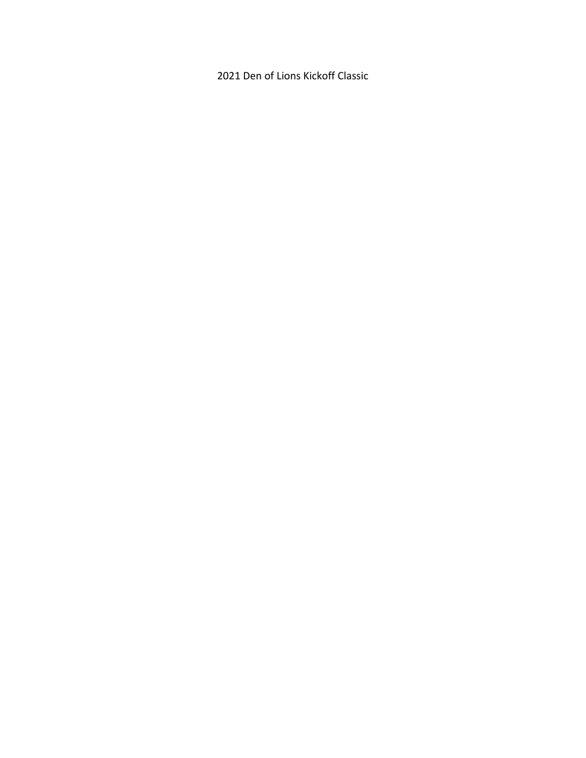2021 Den of Lions Kickoff Classic